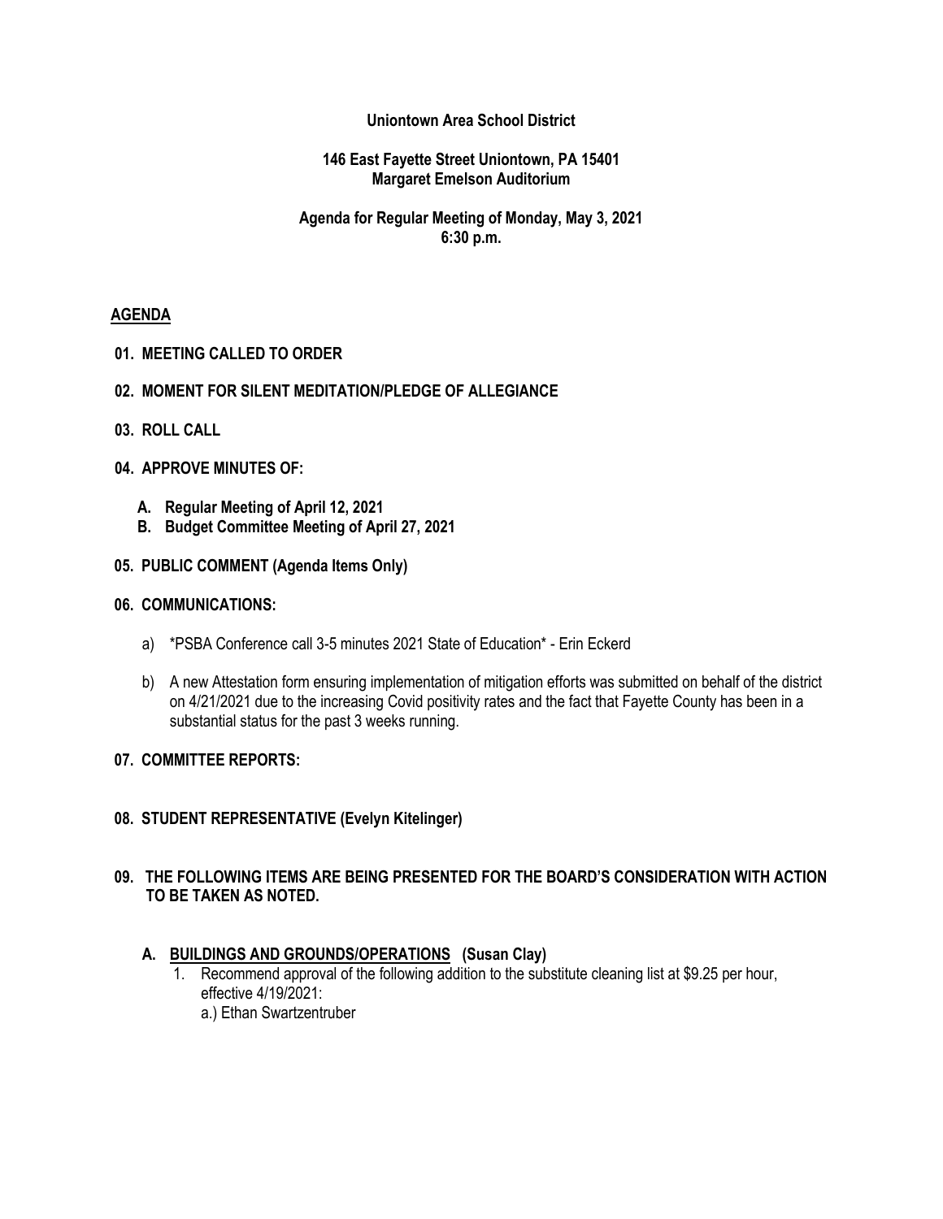**Uniontown Area School District**

**146 East Fayette Street Uniontown, PA 15401**
**Margaret Emelson Auditorium**

**Agenda for Regular Meeting of Monday, May 3, 2021**
**6:30 p.m.**

## AGENDA

**01. MEETING CALLED TO ORDER**

**02. MOMENT FOR SILENT MEDITATION/PLEDGE OF ALLEGIANCE**

**03. ROLL CALL**

**04. APPROVE MINUTES OF:**

- **A. Regular Meeting of April 12, 2021**
- **B. Budget Committee Meeting of April 27, 2021**

**05. PUBLIC COMMENT (Agenda Items Only)**

**06. COMMUNICATIONS:**

a) *PSBA Conference call 3-5 minutes 2021 State of Education* - Erin Eckerd

b) A new Attestation form ensuring implementation of mitigation efforts was submitted on behalf of the district on 4/21/2021 due to the increasing Covid positivity rates and the fact that Fayette County has been in a substantial status for the past 3 weeks running.

**07. COMMITTEE REPORTS:**

**08. STUDENT REPRESENTATIVE (Evelyn Kitelinger)**

**09. THE FOLLOWING ITEMS ARE BEING PRESENTED FOR THE BOARD'S CONSIDERATION WITH ACTION TO BE TAKEN AS NOTED.**

**A. BUILDINGS AND GROUNDS/OPERATIONS (Susan Clay)**

1. Recommend approval of the following addition to the substitute cleaning list at $9.25 per hour, effective 4/19/2021:
   a.) Ethan Swartzentruber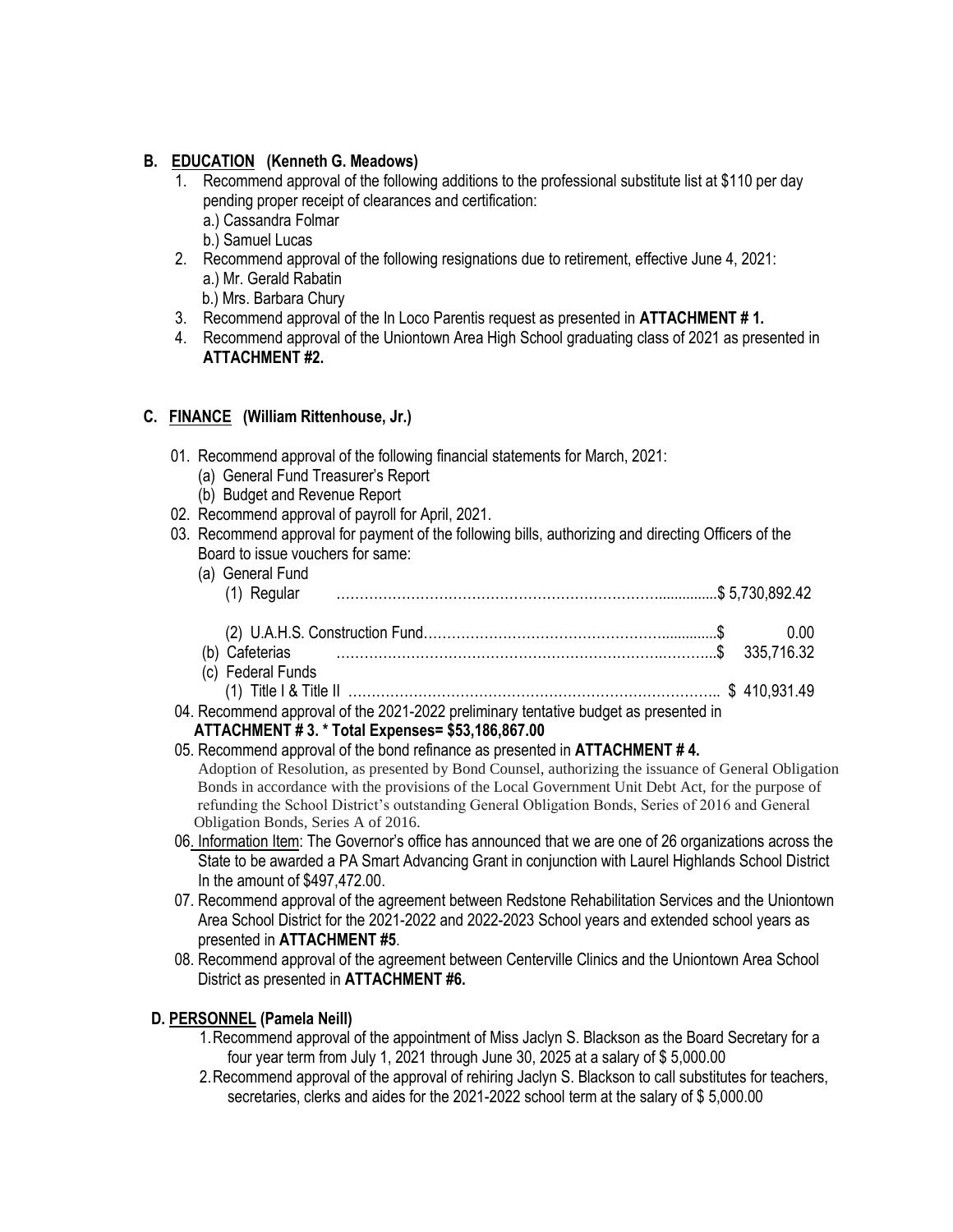## B. EDUCATION (Kenneth G. Meadows)

1. Recommend approval of the following additions to the professional substitute list at $110 per day pending proper receipt of clearances and certification:
   a.) Cassandra Folmar
   b.) Samuel Lucas
2. Recommend approval of the following resignations due to retirement, effective June 4, 2021:
   a.) Mr. Gerald Rabatin
   b.) Mrs. Barbara Chury
3. Recommend approval of the In Loco Parentis request as presented in **ATTACHMENT # 1.**
4. Recommend approval of the Uniontown Area High School graduating class of 2021 as presented in **ATTACHMENT #2.**

## C. FINANCE (William Rittenhouse, Jr.)

01. Recommend approval of the following financial statements for March, 2021:
    (a) General Fund Treasurer's Report
    (b) Budget and Revenue Report
02. Recommend approval of payroll for April, 2021.
03. Recommend approval for payment of the following bills, authorizing and directing Officers of the Board to issue vouchers for same:
    (a) General Fund
        (1) Regular ……………………………………………………………...............$ 5,730,892.42
        (2) U.A.H.S. Construction Fund……………………………………………............$ 0.00
    (b) Cafeterias ……………………………………………………………….………..$ 335,716.32
    (c) Federal Funds
        (1) Title I & Title II ……………………………………………………………………….. $ 410,931.49
04. Recommend approval of the 2021-2022 preliminary tentative budget as presented in **ATTACHMENT # 3. * Total Expenses= $53,186,867.00**
05. Recommend approval of the bond refinance as presented in **ATTACHMENT # 4.**
    Adoption of Resolution, as presented by Bond Counsel, authorizing the issuance of General Obligation Bonds in accordance with the provisions of the Local Government Unit Debt Act, for the purpose of refunding the School District's outstanding General Obligation Bonds, Series of 2016 and General Obligation Bonds, Series A of 2016.
06. Information Item: The Governor's office has announced that we are one of 26 organizations across the State to be awarded a PA Smart Advancing Grant in conjunction with Laurel Highlands School District In the amount of $497,472.00.
07. Recommend approval of the agreement between Redstone Rehabilitation Services and the Uniontown Area School District for the 2021-2022 and 2022-2023 School years and extended school years as presented in **ATTACHMENT #5**.
08. Recommend approval of the agreement between Centerville Clinics and the Uniontown Area School District as presented in **ATTACHMENT #6.**

## D. PERSONNEL (Pamela Neill)

1. Recommend approval of the appointment of Miss Jaclyn S. Blackson as the Board Secretary for a four year term from July 1, 2021 through June 30, 2025 at a salary of $ 5,000.00
2. Recommend approval of the approval of rehiring Jaclyn S. Blackson to call substitutes for teachers, secretaries, clerks and aides for the 2021-2022 school term at the salary of $ 5,000.00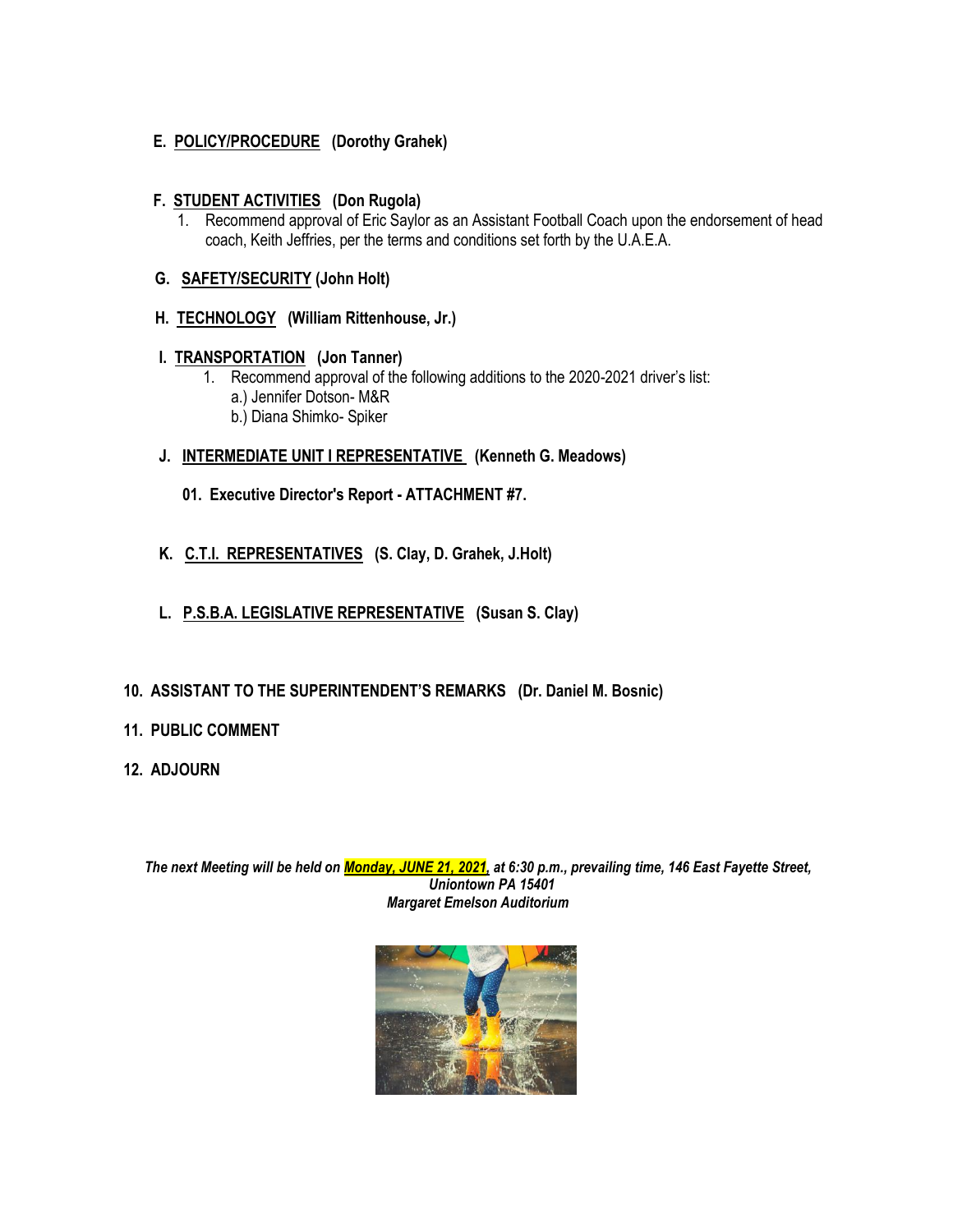**E. <u>POLICY/PROCEDURE</u> (Dorothy Grahek)**

**F. <u>STUDENT ACTIVITIES</u> (Don Rugola)**

1. Recommend approval of Eric Saylor as an Assistant Football Coach upon the endorsement of head coach, Keith Jeffries, per the terms and conditions set forth by the U.A.E.A.

**G. <u>SAFETY/SECURITY</u> (John Holt)**

**H. <u>TECHNOLOGY</u> (William Rittenhouse, Jr.)**

**I. <u>TRANSPORTATION</u> (Jon Tanner)**

1. Recommend approval of the following additions to the 2020-2021 driver's list:
   a.) Jennifer Dotson- M&R
   b.) Diana Shimko- Spiker

**J. <u>INTERMEDIATE UNIT I REPRESENTATIVE</u> (Kenneth G. Meadows)**

**01. Executive Director's Report - ATTACHMENT #7.**

**K. <u>C.T.I. REPRESENTATIVES</u> (S. Clay, D. Grahek, J.Holt)**

**L. <u>P.S.B.A. LEGISLATIVE REPRESENTATIVE</u> (Susan S. Clay)**

**10. ASSISTANT TO THE SUPERINTENDENT'S REMARKS (Dr. Daniel M. Bosnic)**

**11. PUBLIC COMMENT**

**12. ADJOURN**

***The next Meeting will be held on <u>Monday, JUNE 21, 2021</u>, at 6:30 p.m., prevailing time, 146 East Fayette Street, Uniontown PA 15401***
***Margaret Emelson Auditorium***